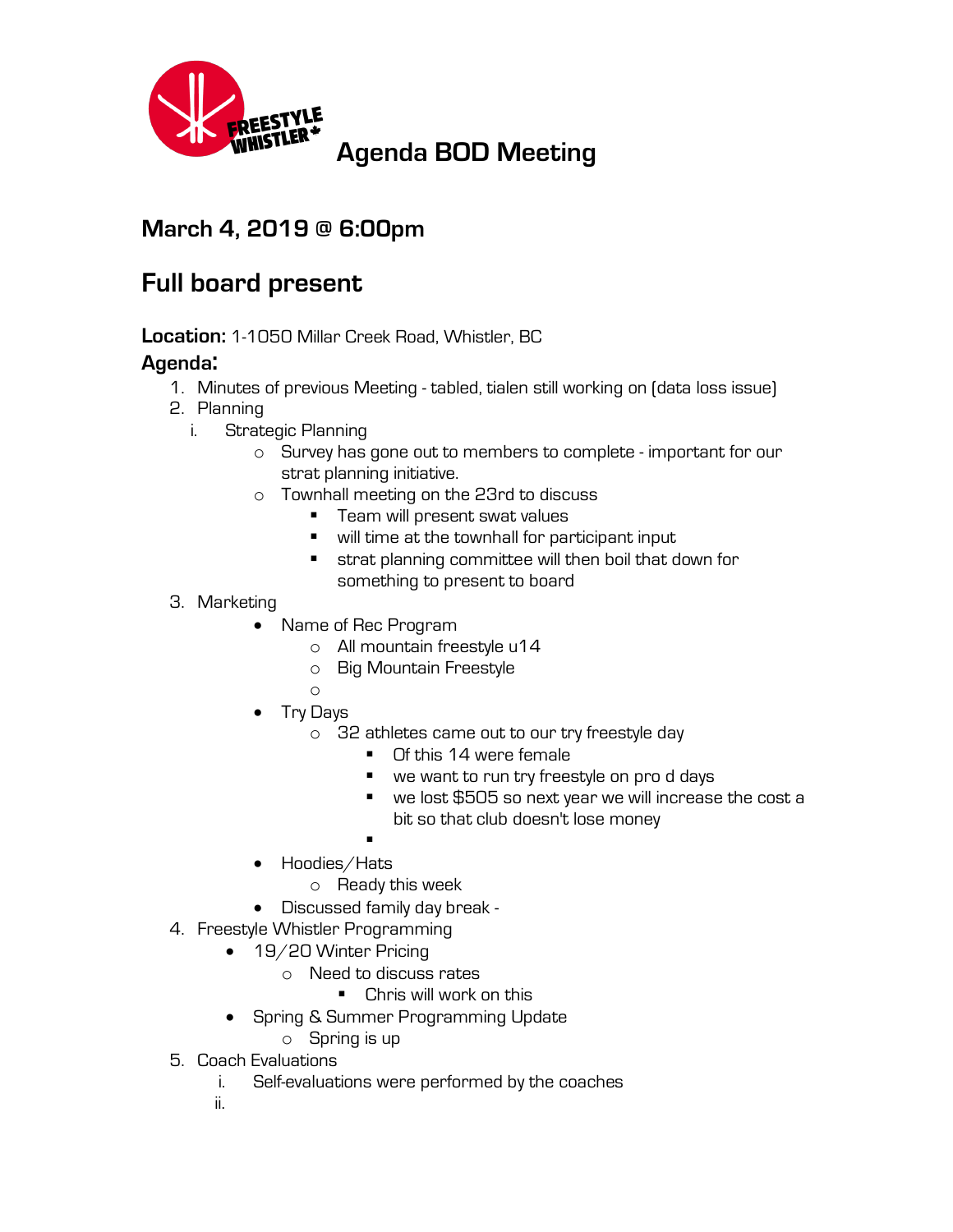# Agenda BOD Meeting

## March 4, 2019 @ 6:00pm

## Full board present

**Location:** 1-1050 Millar Creek Road, Whistler, BC

### Agenda:

1. Minutes of previous Meeting - tabled, tialen still working on (data loss issue)
2. Planning
   - i. Strategic Planning
     - Survey has gone out to members to complete - important for our strat planning initiative.
     - Townhall meeting on the 23rd to discuss
       - Team will present swat values
       - will time at the townhall for participant input
       - strat planning committee will then boil that down for something to present to board
3. Marketing
   - Name of Rec Program
     - All mountain freestyle u14
     - Big Mountain Freestyle
     -
   - Try Days
     - 32 athletes came out to our try freestyle day
       - Of this 14 were female
       - we want to run try freestyle on pro d days
       - we lost $505 so next year we will increase the cost a bit so that club doesn't lose money
       -
   - Hoodies/Hats
     - Ready this week
   - Discussed family day break -
4. Freestyle Whistler Programming
   - 19/20 Winter Pricing
     - Need to discuss rates
       - Chris will work on this
   - Spring & Summer Programming Update
     - Spring is up
5. Coach Evaluations
   - i. Self-evaluations were performed by the coaches
   - ii.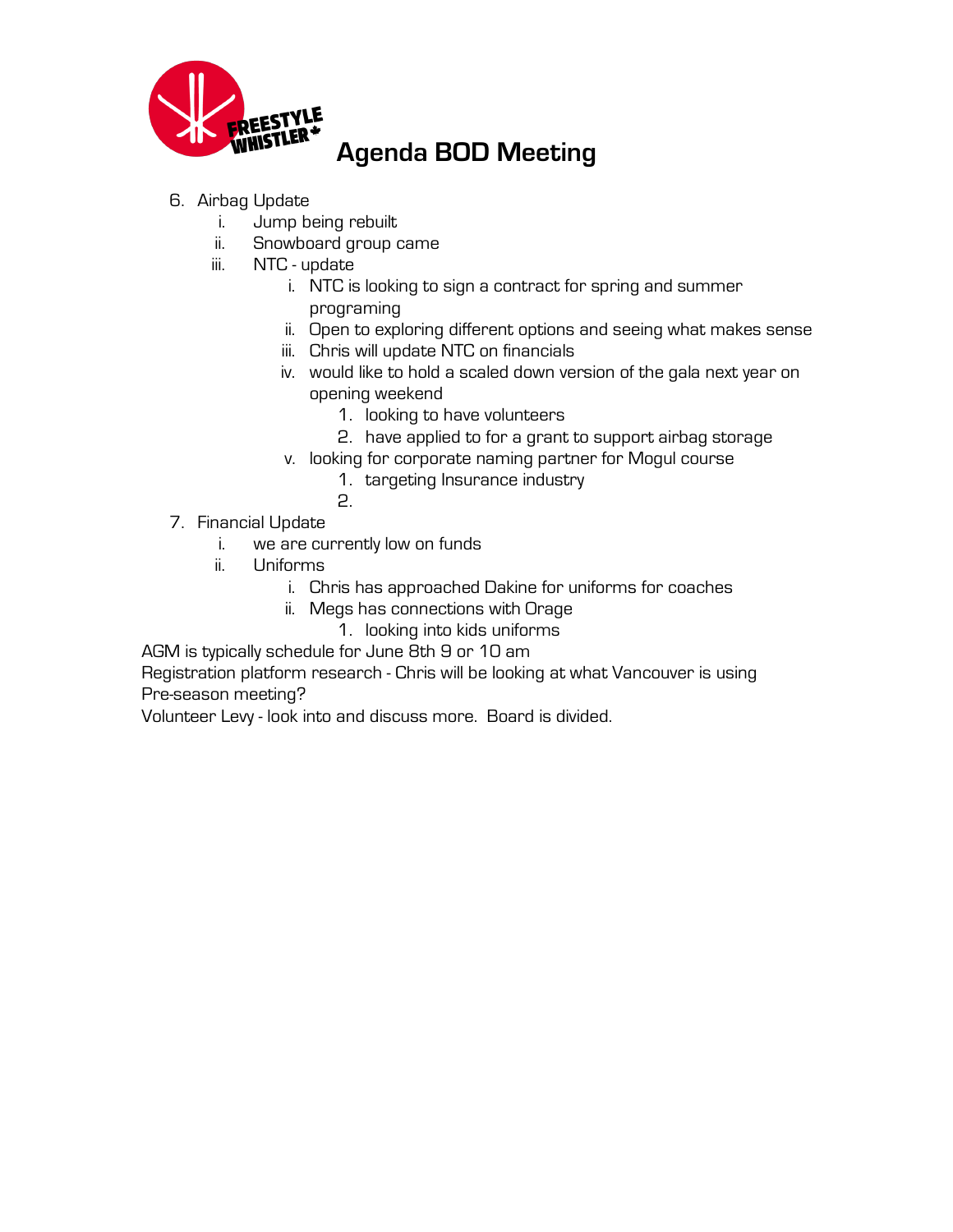# Agenda BOD Meeting

6. Airbag Update
    - i. Jump being rebuilt
    - ii. Snowboard group came
    - iii. NTC - update
        - i. NTC is looking to sign a contract for spring and summer programing
        - ii. Open to exploring different options and seeing what makes sense
        - iii. Chris will update NTC on financials
        - iv. would like to hold a scaled down version of the gala next year on opening weekend
            1. looking to have volunteers
            2. have applied to for a grant to support airbag storage
        - v. looking for corporate naming partner for Mogul course
            1. targeting Insurance industry
            2.
7. Financial Update
    - i. we are currently low on funds
    - ii. Uniforms
        - i. Chris has approached Dakine for uniforms for coaches
        - ii. Megs has connections with Orage
            1. looking into kids uniforms

AGM is typically schedule for June 8th 9 or 10 am

Registration platform research - Chris will be looking at what Vancouver is using

Pre-season meeting?

Volunteer Levy - look into and discuss more. Board is divided.